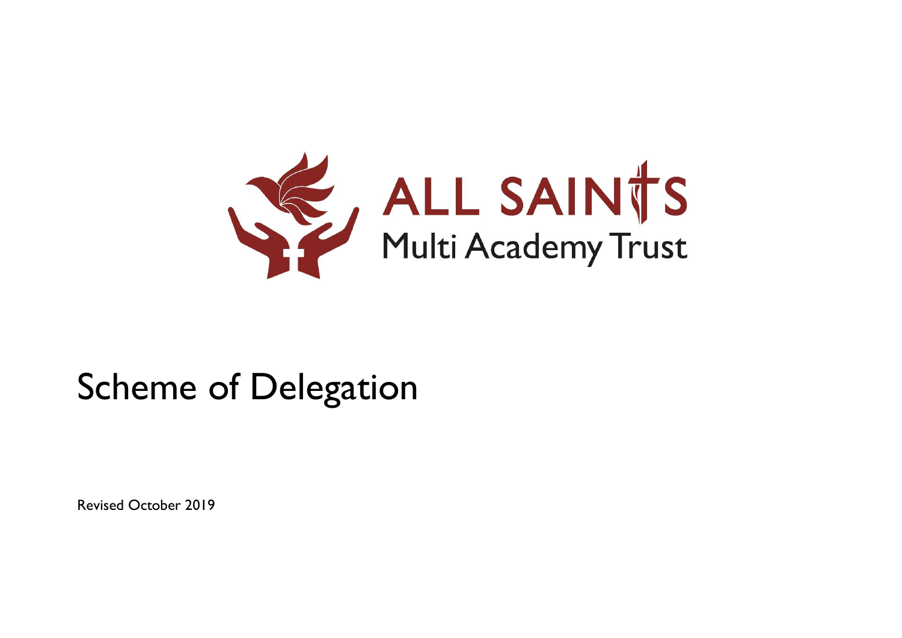ALL SAINTS
Multi Academy Trust

# Scheme of Delegation

Revised October 2019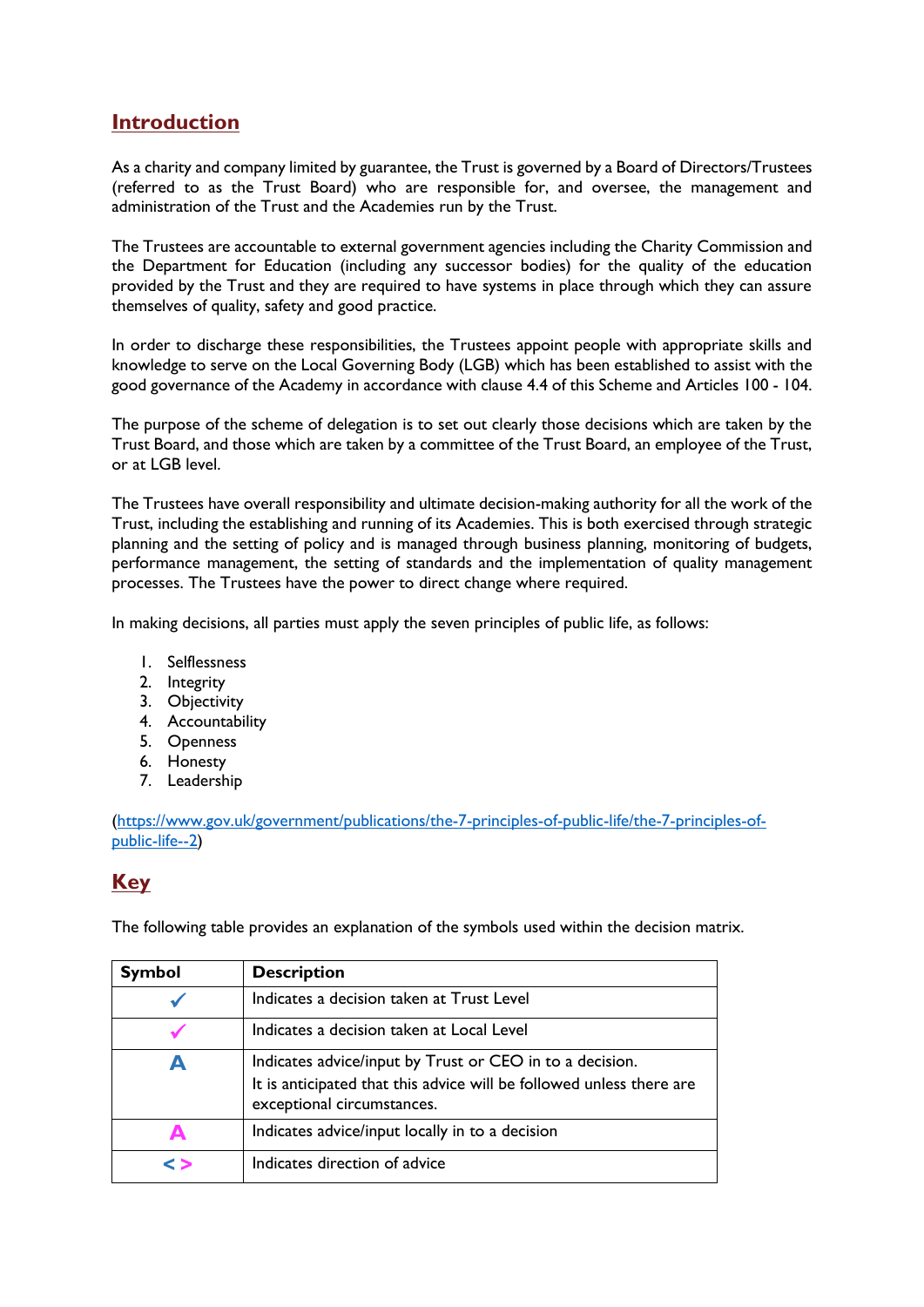## Introduction

As a charity and company limited by guarantee, the Trust is governed by a Board of Directors/Trustees (referred to as the Trust Board) who are responsible for, and oversee, the management and administration of the Trust and the Academies run by the Trust.

The Trustees are accountable to external government agencies including the Charity Commission and the Department for Education (including any successor bodies) for the quality of the education provided by the Trust and they are required to have systems in place through which they can assure themselves of quality, safety and good practice.

In order to discharge these responsibilities, the Trustees appoint people with appropriate skills and knowledge to serve on the Local Governing Body (LGB) which has been established to assist with the good governance of the Academy in accordance with clause 4.4 of this Scheme and Articles 100 - 104.

The purpose of the scheme of delegation is to set out clearly those decisions which are taken by the Trust Board, and those which are taken by a committee of the Trust Board, an employee of the Trust, or at LGB level.

The Trustees have overall responsibility and ultimate decision-making authority for all the work of the Trust, including the establishing and running of its Academies. This is both exercised through strategic planning and the setting of policy and is managed through business planning, monitoring of budgets, performance management, the setting of standards and the implementation of quality management processes. The Trustees have the power to direct change where required.

In making decisions, all parties must apply the seven principles of public life, as follows:

1. Selflessness
2. Integrity
3. Objectivity
4. Accountability
5. Openness
6. Honesty
7. Leadership

(https://www.gov.uk/government/publications/the-7-principles-of-public-life/the-7-principles-of-public-life--2)

## Key

The following table provides an explanation of the symbols used within the decision matrix.

| Symbol | Description |
|---|---|
| ✓ (blue) | Indicates a decision taken at Trust Level |
| ✓ (pink) | Indicates a decision taken at Local Level |
| A (blue) | Indicates advice/input by Trust or CEO in to a decision. It is anticipated that this advice will be followed unless there are exceptional circumstances. |
| A (pink) | Indicates advice/input locally in to a decision |
| < > | Indicates direction of advice |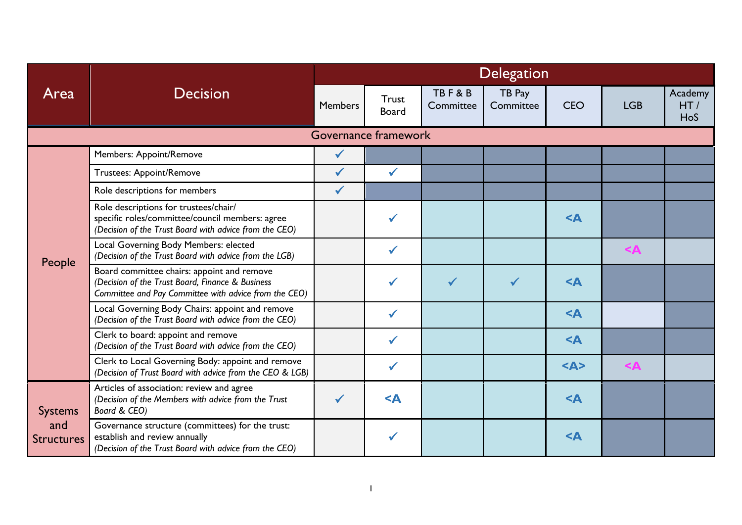| Area | Decision | Delegation | | | | | | |
|---|---|---|---|---|---|---|---|---|
| | | Members | Trust Board | TB F & B Committee | TB Pay Committee | CEO | LGB | Academy HT / HoS |
| **Governance framework** | | | | | | | | |
| People | Members: Appoint/Remove | ✓ | | | | | | |
| | Trustees: Appoint/Remove | ✓ | ✓ | | | | | |
| | Role descriptions for members | ✓ | | | | | | |
| | Role descriptions for trustees/chair/ specific roles/committee/council members: agree *(Decision of the Trust Board with advice from the CEO)* | | ✓ | | | <A | | |
| | Local Governing Body Members: elected *(Decision of the Trust Board with advice from the LGB)* | | ✓ | | | | <A | |
| | Board committee chairs: appoint and remove *(Decision of the Trust Board, Finance & Business Committee and Pay Committee with advice from the CEO)* | | ✓ | ✓ | ✓ | <A | | |
| | Local Governing Body Chairs: appoint and remove *(Decision of the Trust Board with advice from the CEO)* | | ✓ | | | <A | | |
| | Clerk to board: appoint and remove *(Decision of the Trust Board with advice from the CEO)* | | ✓ | | | <A | | |
| | Clerk to Local Governing Body: appoint and remove *(Decision of Trust Board with advice from the CEO & LGB)* | | ✓ | | | <A> | <A | |
| Systems and Structures | Articles of association: review and agree *(Decision of the Members with advice from the Trust Board & CEO)* | ✓ | <A | | | <A | | |
| | Governance structure (committees) for the trust: establish and review annually *(Decision of the Trust Board with advice from the CEO)* | | ✓ | | | <A | | |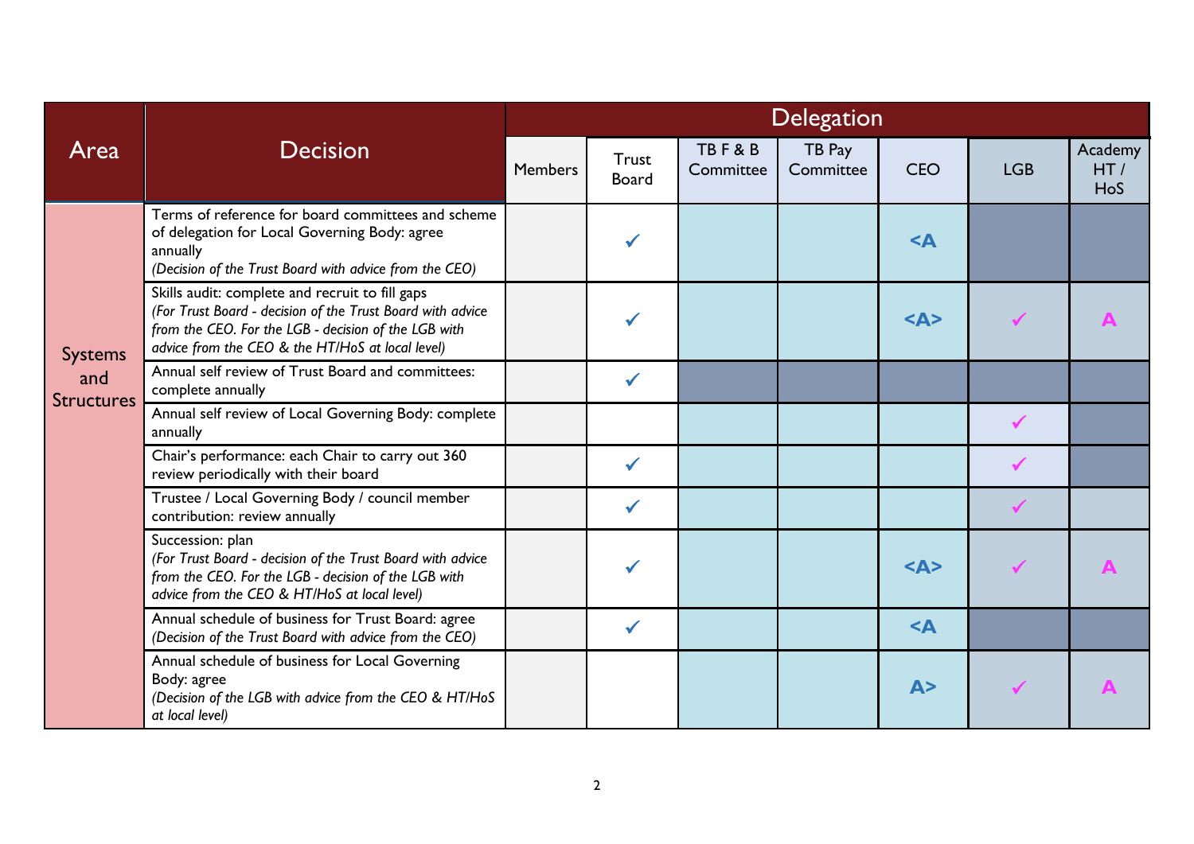| Area | Decision | Delegation | | | | | | |
|---|---|---|---|---|---|---|---|---|
| | | Members | Trust Board | TB F & B Committee | TB Pay Committee | CEO | LGB | Academy HT / HoS |
| Systems and Structures | Terms of reference for board committees and scheme of delegation for Local Governing Body: agree annually *(Decision of the Trust Board with advice from the CEO)* | | ✓ | | | <A | | |
| | Skills audit: complete and recruit to fill gaps *(For Trust Board - decision of the Trust Board with advice from the CEO. For the LGB - decision of the LGB with advice from the CEO & the HT/HoS at local level)* | | ✓ | | | <A> | ✓ | A |
| | Annual self review of Trust Board and committees: complete annually | | ✓ | | | | | |
| | Annual self review of Local Governing Body: complete annually | | | | | | ✓ | |
| | Chair's performance: each Chair to carry out 360 review periodically with their board | | ✓ | | | | ✓ | |
| | Trustee / Local Governing Body / council member contribution: review annually | | ✓ | | | | ✓ | |
| | Succession: plan *(For Trust Board - decision of the Trust Board with advice from the CEO. For the LGB - decision of the LGB with advice from the CEO & HT/HoS at local level)* | | ✓ | | | <A> | ✓ | A |
| | Annual schedule of business for Trust Board: agree *(Decision of the Trust Board with advice from the CEO)* | | ✓ | | | <A | | |
| | Annual schedule of business for Local Governing Body: agree *(Decision of the LGB with advice from the CEO & HT/HoS at local level)* | | | | | A> | ✓ | A |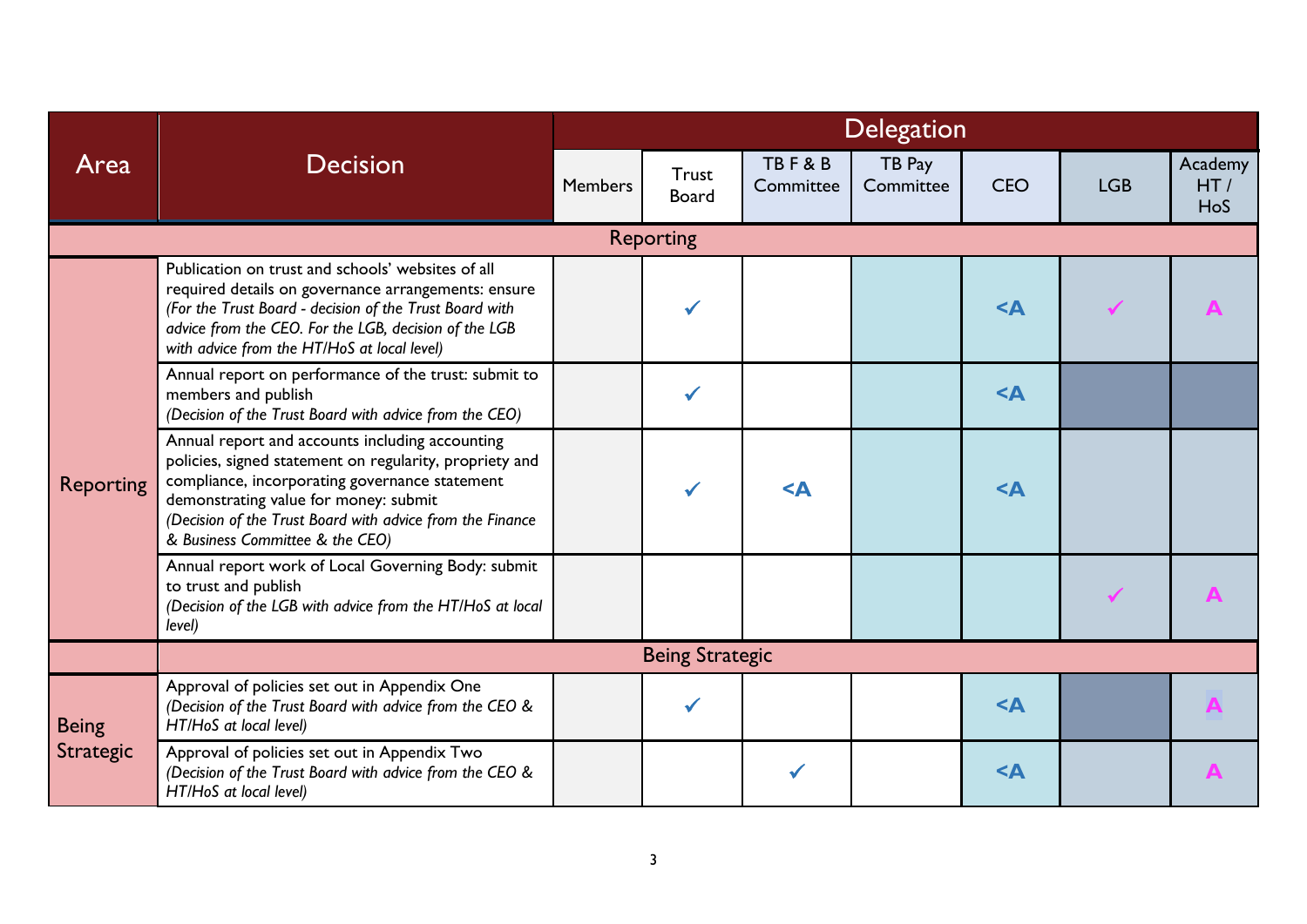| Area | Decision | Delegation | | | | | | |
|---|---|---|---|---|---|---|---|---|
| | | Members | Trust Board | TB F & B Committee | TB Pay Committee | CEO | LGB | Academy HT / HoS |
| Reporting | | | | | | | | |
| Reporting | Publication on trust and schools' websites of all required details on governance arrangements: ensure *(For the Trust Board - decision of the Trust Board with advice from the CEO. For the LGB, decision of the LGB with advice from the HT/HoS at local level)* | | ✓ | | | <A | ✓ | A |
| | Annual report on performance of the trust: submit to members and publish *(Decision of the Trust Board with advice from the CEO)* | | ✓ | | | <A | | |
| | Annual report and accounts including accounting policies, signed statement on regularity, propriety and compliance, incorporating governance statement demonstrating value for money: submit *(Decision of the Trust Board with advice from the Finance & Business Committee & the CEO)* | | ✓ | <A | | <A | | |
| | Annual report work of Local Governing Body: submit to trust and publish *(Decision of the LGB with advice from the HT/HoS at local level)* | | | | | | ✓ | A |
| | Being Strategic | | | | | | | |
| Being Strategic | Approval of policies set out in Appendix One *(Decision of the Trust Board with advice from the CEO & HT/HoS at local level)* | | ✓ | | | <A | | A |
| | Approval of policies set out in Appendix Two *(Decision of the Trust Board with advice from the CEO & HT/HoS at local level)* | | | ✓ | | <A | | A |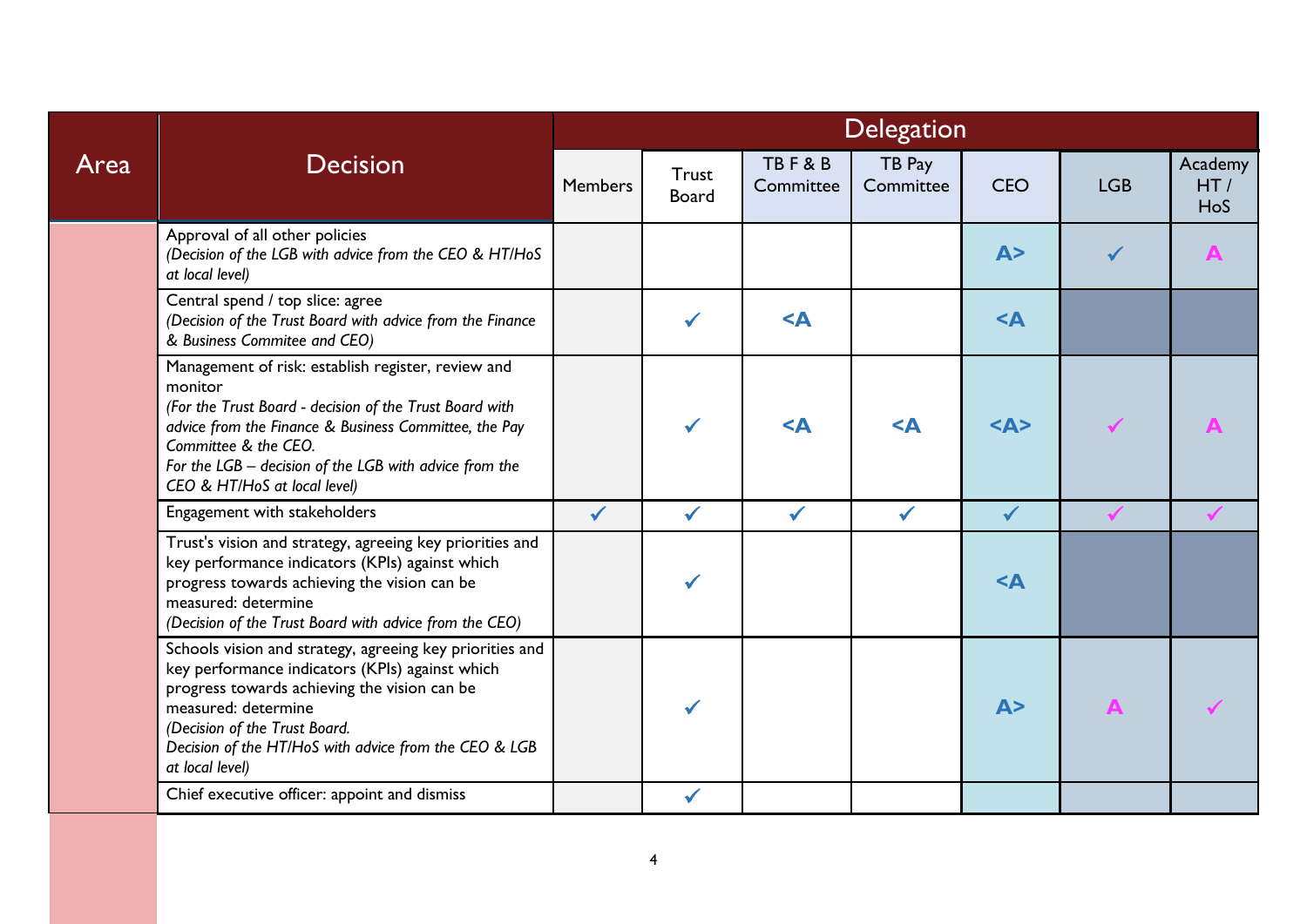| Area | Decision | Delegation | | | | | | |
|---|---|---|---|---|---|---|---|---|
| | | Members | Trust Board | TB F & B Committee | TB Pay Committee | CEO | LGB | Academy HT / HoS |
| | Approval of all other policies<br>*(Decision of the LGB with advice from the CEO & HT/HoS at local level)* | | | | | A> | ✓ | A |
| | Central spend / top slice: agree<br>*(Decision of the Trust Board with advice from the Finance & Business Commitee and CEO)* | | ✓ | <A | | <A | | |
| | Management of risk: establish register, review and monitor<br>*(For the Trust Board - decision of the Trust Board with advice from the Finance & Business Committee, the Pay Committee & the CEO.*<br>*For the LGB – decision of the LGB with advice from the CEO & HT/HoS at local level)* | | ✓ | <A | <A | <A> | ✓ | A |
| | Engagement with stakeholders | ✓ | ✓ | ✓ | ✓ | ✓ | ✓ | ✓ |
| | Trust's vision and strategy, agreeing key priorities and key performance indicators (KPIs) against which progress towards achieving the vision can be measured: determine<br>*(Decision of the Trust Board with advice from the CEO)* | | ✓ | | | <A | | |
| | Schools vision and strategy, agreeing key priorities and key performance indicators (KPIs) against which progress towards achieving the vision can be measured: determine<br>*(Decision of the Trust Board.*<br>*Decision of the HT/HoS with advice from the CEO & LGB at local level)* | | ✓ | | | A> | A | ✓ |
| | Chief executive officer: appoint and dismiss | | ✓ | | | | | |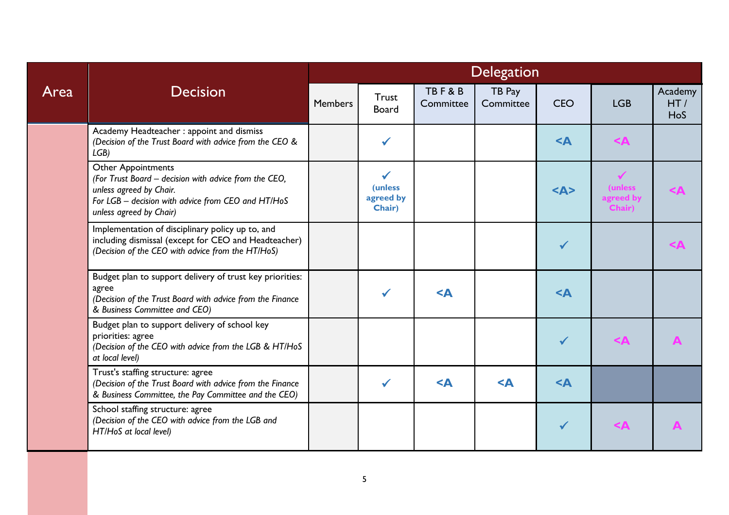| Area | Decision | Delegation | | | | | | |
|---|---|---|---|---|---|---|---|---|
| | | Members | Trust Board | TB F & B Committee | TB Pay Committee | CEO | LGB | Academy HT / HoS |
| | Academy Headteacher : appoint and dismiss *(Decision of the Trust Board with advice from the CEO & LGB)* | | ✓ | | | <A | <A | |
| | Other Appointments *(For Trust Board – decision with advice from the CEO, unless agreed by Chair. For LGB – decision with advice from CEO and HT/HoS unless agreed by Chair)* | | ✓ **(unless agreed by Chair)** | | | <A> | ✓ **(unless agreed by Chair)** | <A |
| | Implementation of disciplinary policy up to, and including dismissal (except for CEO and Headteacher) *(Decision of the CEO with advice from the HT/HoS)* | | | | | ✓ | | <A |
| | Budget plan to support delivery of trust key priorities: agree *(Decision of the Trust Board with advice from the Finance & Business Committee and CEO)* | | ✓ | <A | | <A | | |
| | Budget plan to support delivery of school key priorities: agree *(Decision of the CEO with advice from the LGB & HT/HoS at local level)* | | | | | ✓ | <A | A |
| | Trust's staffing structure: agree *(Decision of the Trust Board with advice from the Finance & Business Committee, the Pay Committee and the CEO)* | | ✓ | <A | <A | <A | | |
| | School staffing structure: agree *(Decision of the CEO with advice from the LGB and HT/HoS at local level)* | | | | | ✓ | <A | A |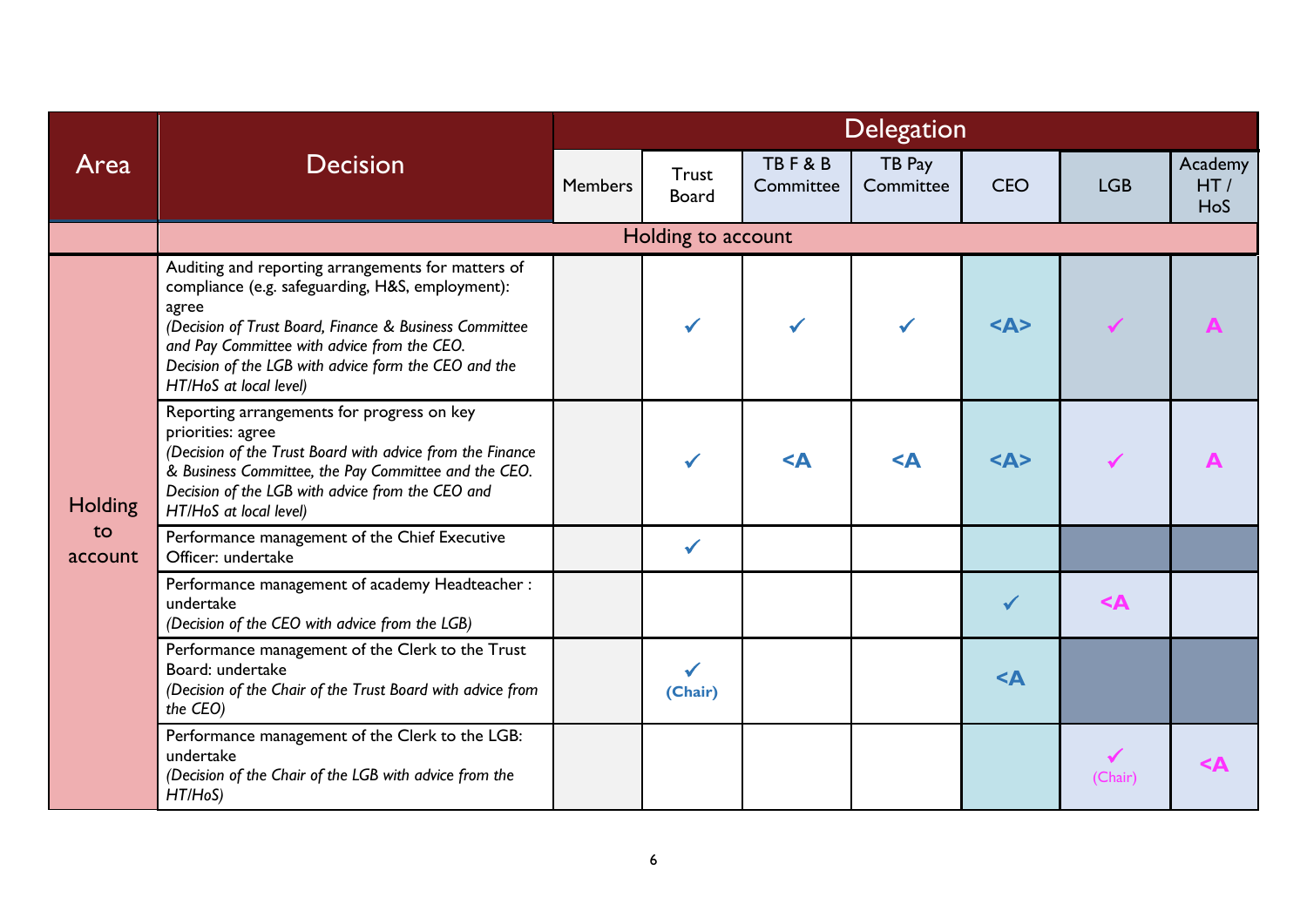| Area | Decision | Delegation | | | | | | |
|---|---|---|---|---|---|---|---|---|
| | | Members | Trust Board | TB F & B Committee | TB Pay Committee | CEO | LGB | Academy HT / HoS |
| | Holding to account | | | | | | | |
| Holding to account | Auditing and reporting arrangements for matters of compliance (e.g. safeguarding, H&S, employment): agree<br>*(Decision of Trust Board, Finance & Business Committee and Pay Committee with advice from the CEO.*<br>*Decision of the LGB with advice form the CEO and the HT/HoS at local level)* | | ✓ | ✓ | ✓ | <A> | ✓ | A |
| | Reporting arrangements for progress on key priorities: agree<br>*(Decision of the Trust Board with advice from the Finance & Business Committee, the Pay Committee and the CEO.*<br>*Decision of the LGB with advice from the CEO and HT/HoS at local level)* | | ✓ | <A | <A | <A> | ✓ | A |
| | Performance management of the Chief Executive Officer: undertake | | ✓ | | | | | |
| | Performance management of academy Headteacher : undertake<br>*(Decision of the CEO with advice from the LGB)* | | | | | ✓ | <A | |
| | Performance management of the Clerk to the Trust Board: undertake<br>*(Decision of the Chair of the Trust Board with advice from the CEO)* | | ✓ (Chair) | | | <A | | |
| | Performance management of the Clerk to the LGB: undertake<br>*(Decision of the Chair of the LGB with advice from the HT/HoS)* | | | | | | ✓ (Chair) | <A |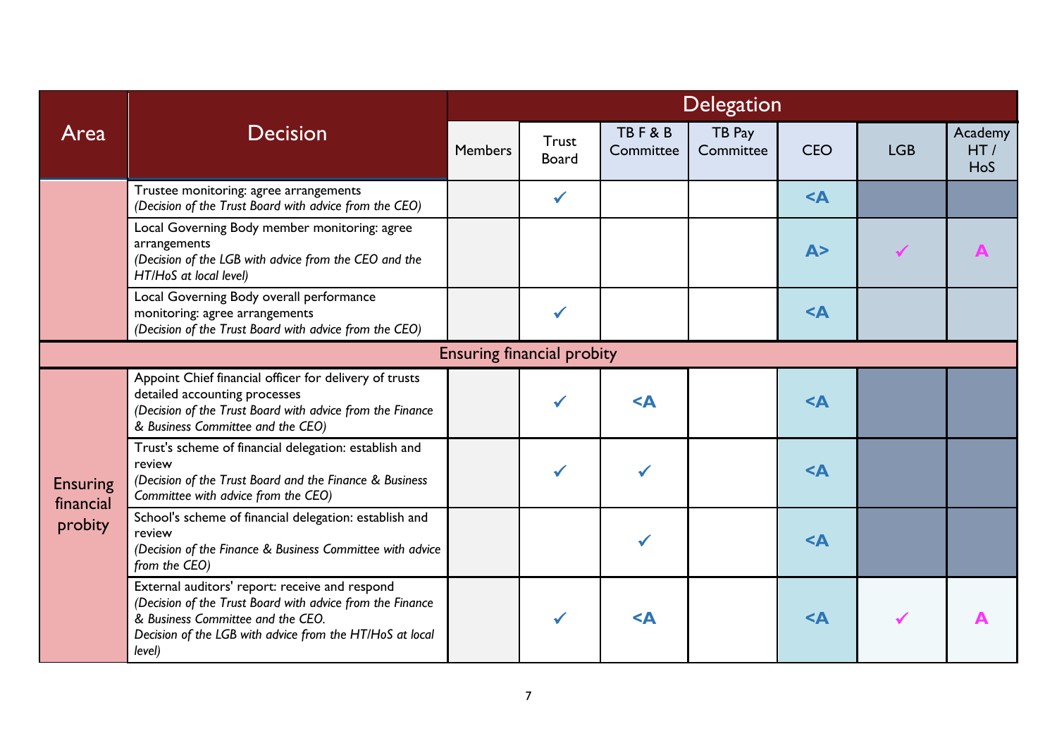| Area | Decision | Delegation | | | | | | |
|---|---|---|---|---|---|---|---|---|
| | | Members | Trust Board | TB F & B Committee | TB Pay Committee | CEO | LGB | Academy HT / HoS |
| | Trustee monitoring: agree arrangements *(Decision of the Trust Board with advice from the CEO)* | | ✓ | | | <A | | |
| | Local Governing Body member monitoring: agree arrangements *(Decision of the LGB with advice from the CEO and the HT/HoS at local level)* | | | | | A> | ✓ | A |
| | Local Governing Body overall performance monitoring: agree arrangements *(Decision of the Trust Board with advice from the CEO)* | | ✓ | | | <A | | |
| **Ensuring financial probity** | | | | | | | | |
| Ensuring financial probity | Appoint Chief financial officer for delivery of trusts detailed accounting processes *(Decision of the Trust Board with advice from the Finance & Business Committee and the CEO)* | | ✓ | <A | | <A | | |
| | Trust's scheme of financial delegation: establish and review *(Decision of the Trust Board and the Finance & Business Committee with advice from the CEO)* | | ✓ | ✓ | | <A | | |
| | School's scheme of financial delegation: establish and review *(Decision of the Finance & Business Committee with advice from the CEO)* | | | ✓ | | <A | | |
| | External auditors' report: receive and respond *(Decision of the Trust Board with advice from the Finance & Business Committee and the CEO. Decision of the LGB with advice from the HT/HoS at local level)* | | ✓ | <A | | <A | ✓ | A |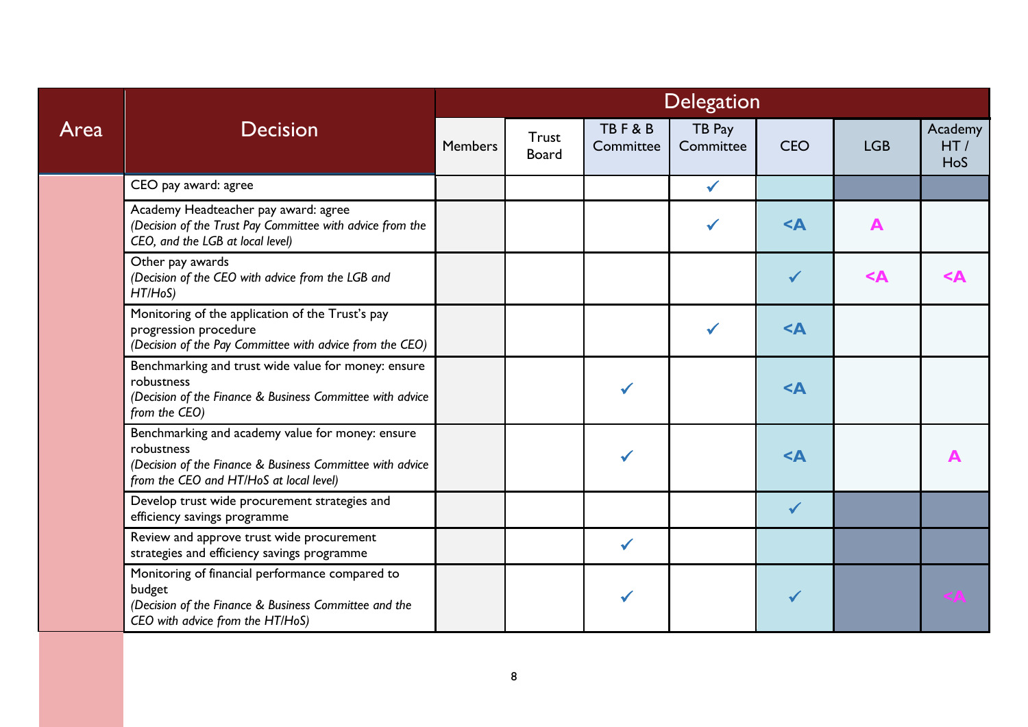| Area | Decision | Delegation | | | | | | |
|---|---|---|---|---|---|---|---|---|
| | | Members | Trust Board | TB F & B Committee | TB Pay Committee | CEO | LGB | Academy HT / HoS |
| | CEO pay award: agree | | | | ✓ | | | |
| | Academy Headteacher pay award: agree *(Decision of the Trust Pay Committee with advice from the CEO, and the LGB at local level)* | | | | ✓ | <A | A | |
| | Other pay awards *(Decision of the CEO with advice from the LGB and HT/HoS)* | | | | | ✓ | <A | <A |
| | Monitoring of the application of the Trust's pay progression procedure *(Decision of the Pay Committee with advice from the CEO)* | | | | ✓ | <A | | |
| | Benchmarking and trust wide value for money: ensure robustness *(Decision of the Finance & Business Committee with advice from the CEO)* | | | ✓ | | <A | | |
| | Benchmarking and academy value for money: ensure robustness *(Decision of the Finance & Business Committee with advice from the CEO and HT/HoS at local level)* | | | ✓ | | <A | | A |
| | Develop trust wide procurement strategies and efficiency savings programme | | | | | ✓ | | |
| | Review and approve trust wide procurement strategies and efficiency savings programme | | | ✓ | | | | |
| | Monitoring of financial performance compared to budget *(Decision of the Finance & Business Committee and the CEO with advice from the HT/HoS)* | | | ✓ | | ✓ | | <A |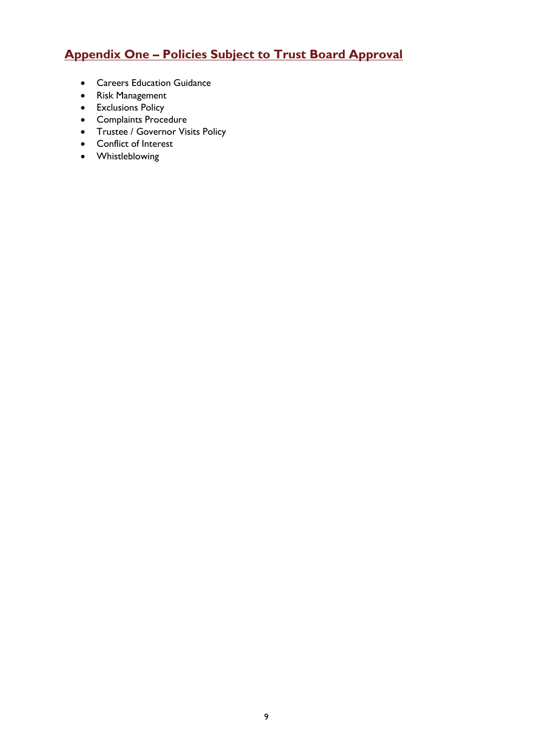## Appendix One – Policies Subject to Trust Board Approval

- Careers Education Guidance
- Risk Management
- Exclusions Policy
- Complaints Procedure
- Trustee / Governor Visits Policy
- Conflict of Interest
- Whistleblowing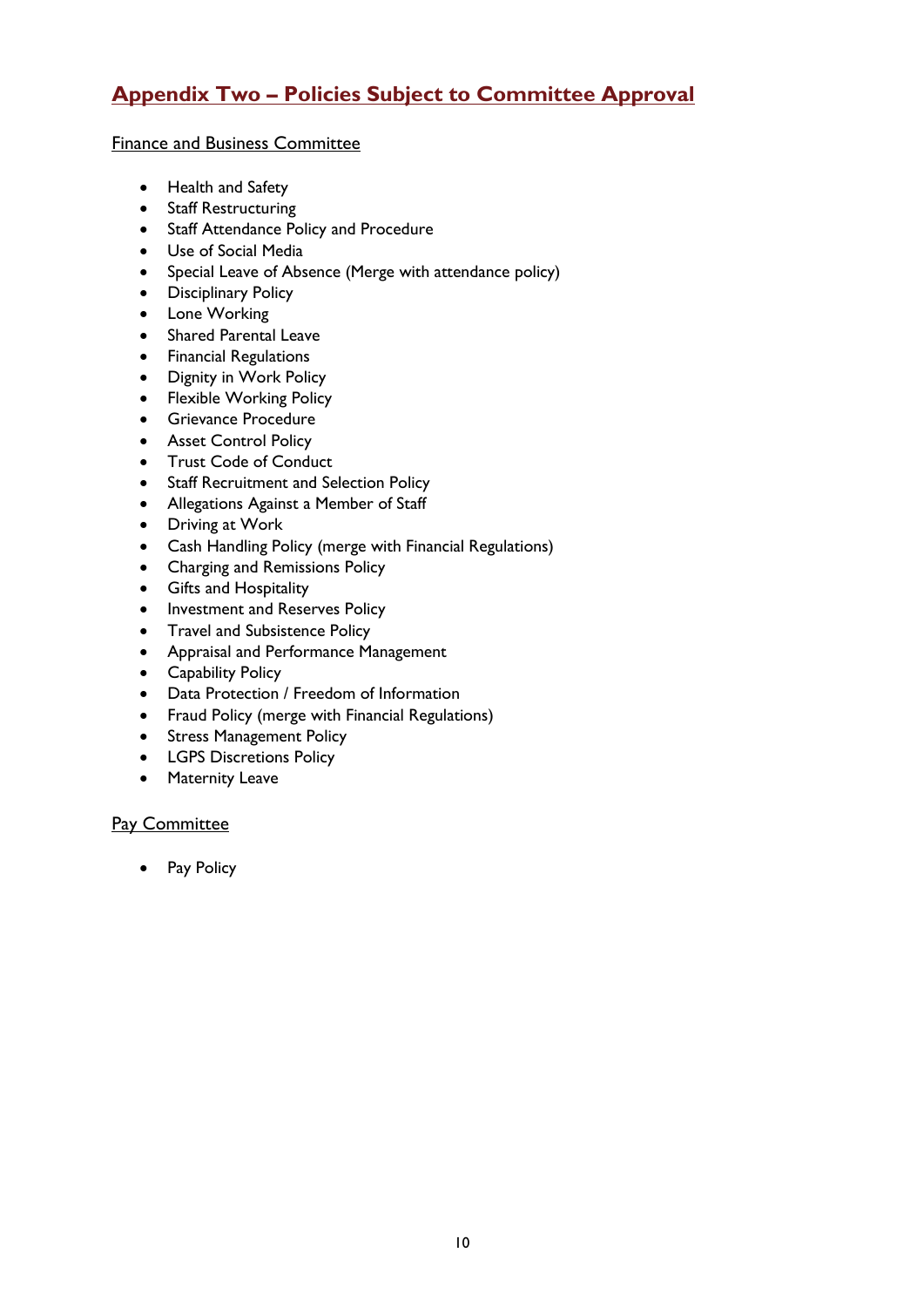## Appendix Two – Policies Subject to Committee Approval

Finance and Business Committee

- Health and Safety
- Staff Restructuring
- Staff Attendance Policy and Procedure
- Use of Social Media
- Special Leave of Absence (Merge with attendance policy)
- Disciplinary Policy
- Lone Working
- Shared Parental Leave
- Financial Regulations
- Dignity in Work Policy
- Flexible Working Policy
- Grievance Procedure
- Asset Control Policy
- Trust Code of Conduct
- Staff Recruitment and Selection Policy
- Allegations Against a Member of Staff
- Driving at Work
- Cash Handling Policy (merge with Financial Regulations)
- Charging and Remissions Policy
- Gifts and Hospitality
- Investment and Reserves Policy
- Travel and Subsistence Policy
- Appraisal and Performance Management
- Capability Policy
- Data Protection / Freedom of Information
- Fraud Policy (merge with Financial Regulations)
- Stress Management Policy
- LGPS Discretions Policy
- Maternity Leave

Pay Committee

- Pay Policy